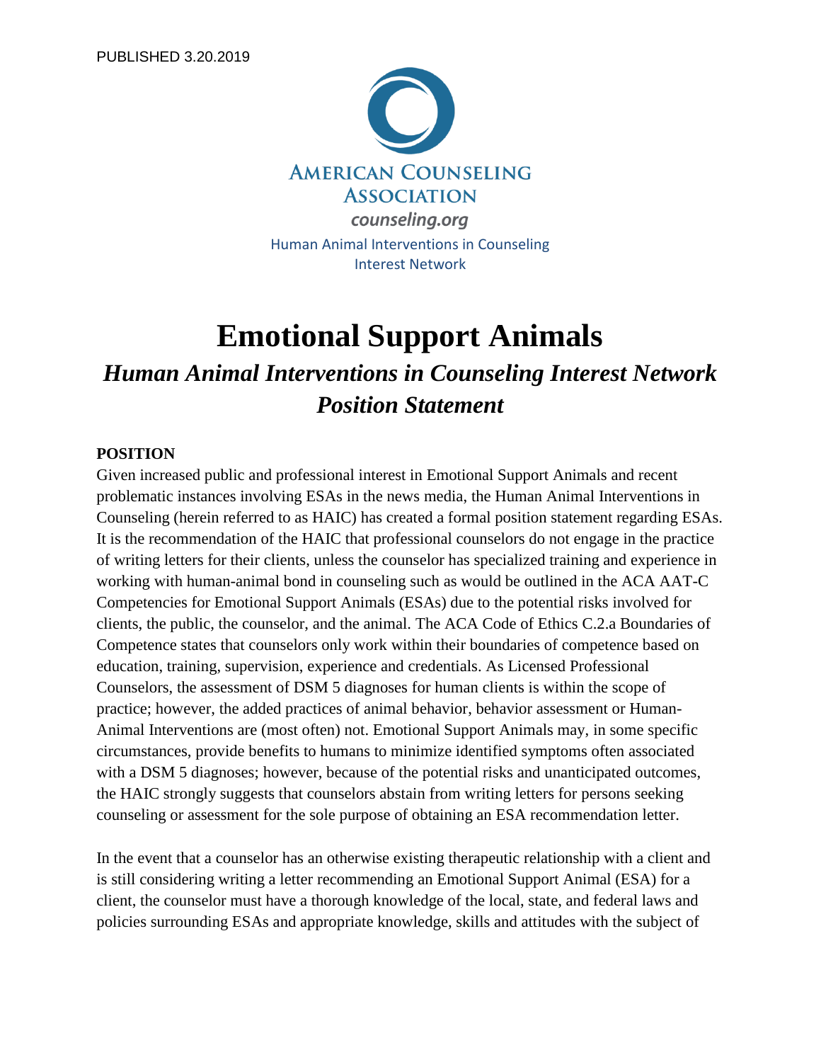PUBLISHED 3.20.2019

AMERICAN COUNSELING ASSOCIATION

counseling.org

Human Animal Interventions in Counseling Interest Network

# Emotional Support Animals

## *Human Animal Interventions in Counseling Interest Network Position Statement*

**POSITION**

Given increased public and professional interest in Emotional Support Animals and recent problematic instances involving ESAs in the news media, the Human Animal Interventions in Counseling (herein referred to as HAIC) has created a formal position statement regarding ESAs. It is the recommendation of the HAIC that professional counselors do not engage in the practice of writing letters for their clients, unless the counselor has specialized training and experience in working with human-animal bond in counseling such as would be outlined in the ACA AAT-C Competencies for Emotional Support Animals (ESAs) due to the potential risks involved for clients, the public, the counselor, and the animal. The ACA Code of Ethics C.2.a Boundaries of Competence states that counselors only work within their boundaries of competence based on education, training, supervision, experience and credentials. As Licensed Professional Counselors, the assessment of DSM 5 diagnoses for human clients is within the scope of practice; however, the added practices of animal behavior, behavior assessment or Human-Animal Interventions are (most often) not. Emotional Support Animals may, in some specific circumstances, provide benefits to humans to minimize identified symptoms often associated with a DSM 5 diagnoses; however, because of the potential risks and unanticipated outcomes, the HAIC strongly suggests that counselors abstain from writing letters for persons seeking counseling or assessment for the sole purpose of obtaining an ESA recommendation letter.

In the event that a counselor has an otherwise existing therapeutic relationship with a client and is still considering writing a letter recommending an Emotional Support Animal (ESA) for a client, the counselor must have a thorough knowledge of the local, state, and federal laws and policies surrounding ESAs and appropriate knowledge, skills and attitudes with the subject of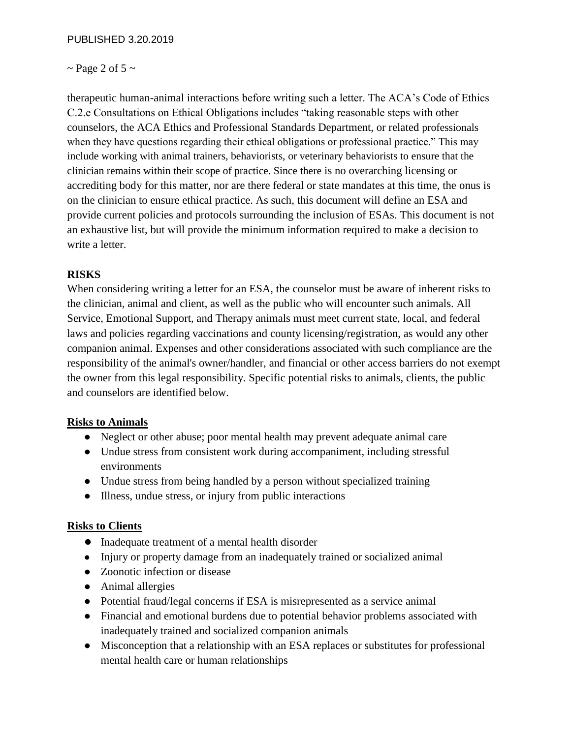therapeutic human-animal interactions before writing such a letter. The ACA's Code of Ethics C.2.e Consultations on Ethical Obligations includes "taking reasonable steps with other counselors, the ACA Ethics and Professional Standards Department, or related professionals when they have questions regarding their ethical obligations or professional practice." This may include working with animal trainers, behaviorists, or veterinary behaviorists to ensure that the clinician remains within their scope of practice. Since there is no overarching licensing or accrediting body for this matter, nor are there federal or state mandates at this time, the onus is on the clinician to ensure ethical practice. As such, this document will define an ESA and provide current policies and protocols surrounding the inclusion of ESAs. This document is not an exhaustive list, but will provide the minimum information required to make a decision to write a letter.

## RISKS

When considering writing a letter for an ESA, the counselor must be aware of inherent risks to the clinician, animal and client, as well as the public who will encounter such animals. All Service, Emotional Support, and Therapy animals must meet current state, local, and federal laws and policies regarding vaccinations and county licensing/registration, as would any other companion animal. Expenses and other considerations associated with such compliance are the responsibility of the animal's owner/handler, and financial or other access barriers do not exempt the owner from this legal responsibility. Specific potential risks to animals, clients, the public and counselors are identified below.

### Risks to Animals

- Neglect or other abuse; poor mental health may prevent adequate animal care
- Undue stress from consistent work during accompaniment, including stressful environments
- Undue stress from being handled by a person without specialized training
- Illness, undue stress, or injury from public interactions

### Risks to Clients

- Inadequate treatment of a mental health disorder
- Injury or property damage from an inadequately trained or socialized animal
- Zoonotic infection or disease
- Animal allergies
- Potential fraud/legal concerns if ESA is misrepresented as a service animal
- Financial and emotional burdens due to potential behavior problems associated with inadequately trained and socialized companion animals
- Misconception that a relationship with an ESA replaces or substitutes for professional mental health care or human relationships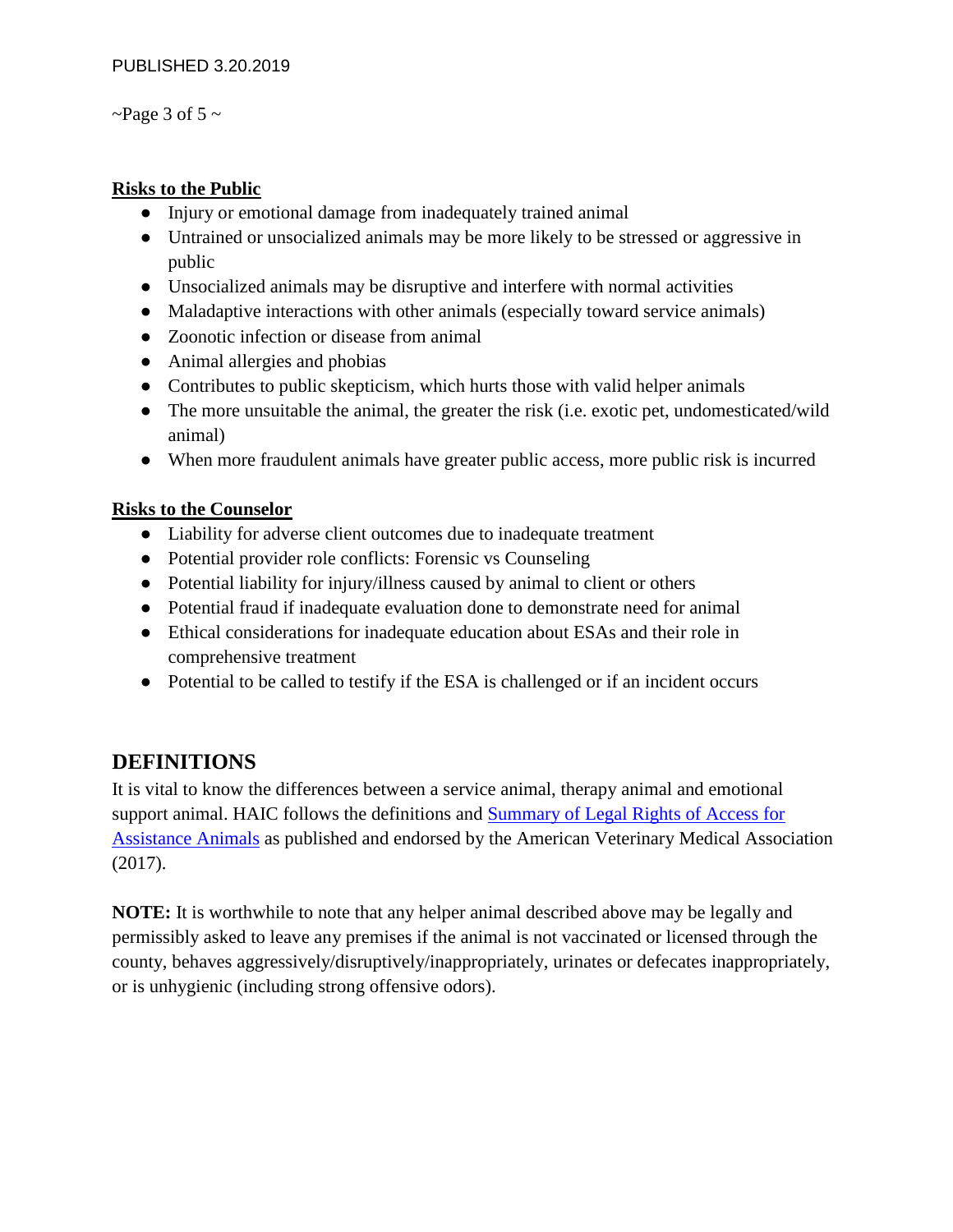**Risks to the Public**

- Injury or emotional damage from inadequately trained animal
- Untrained or unsocialized animals may be more likely to be stressed or aggressive in public
- Unsocialized animals may be disruptive and interfere with normal activities
- Maladaptive interactions with other animals (especially toward service animals)
- Zoonotic infection or disease from animal
- Animal allergies and phobias
- Contributes to public skepticism, which hurts those with valid helper animals
- The more unsuitable the animal, the greater the risk (i.e. exotic pet, undomesticated/wild animal)
- When more fraudulent animals have greater public access, more public risk is incurred

**Risks to the Counselor**

- Liability for adverse client outcomes due to inadequate treatment
- Potential provider role conflicts: Forensic vs Counseling
- Potential liability for injury/illness caused by animal to client or others
- Potential fraud if inadequate evaluation done to demonstrate need for animal
- Ethical considerations for inadequate education about ESAs and their role in comprehensive treatment
- Potential to be called to testify if the ESA is challenged or if an incident occurs

## DEFINITIONS

It is vital to know the differences between a service animal, therapy animal and emotional support animal. HAIC follows the definitions and Summary of Legal Rights of Access for Assistance Animals as published and endorsed by the American Veterinary Medical Association (2017).

**NOTE:** It is worthwhile to note that any helper animal described above may be legally and permissibly asked to leave any premises if the animal is not vaccinated or licensed through the county, behaves aggressively/disruptively/inappropriately, urinates or defecates inappropriately, or is unhygienic (including strong offensive odors).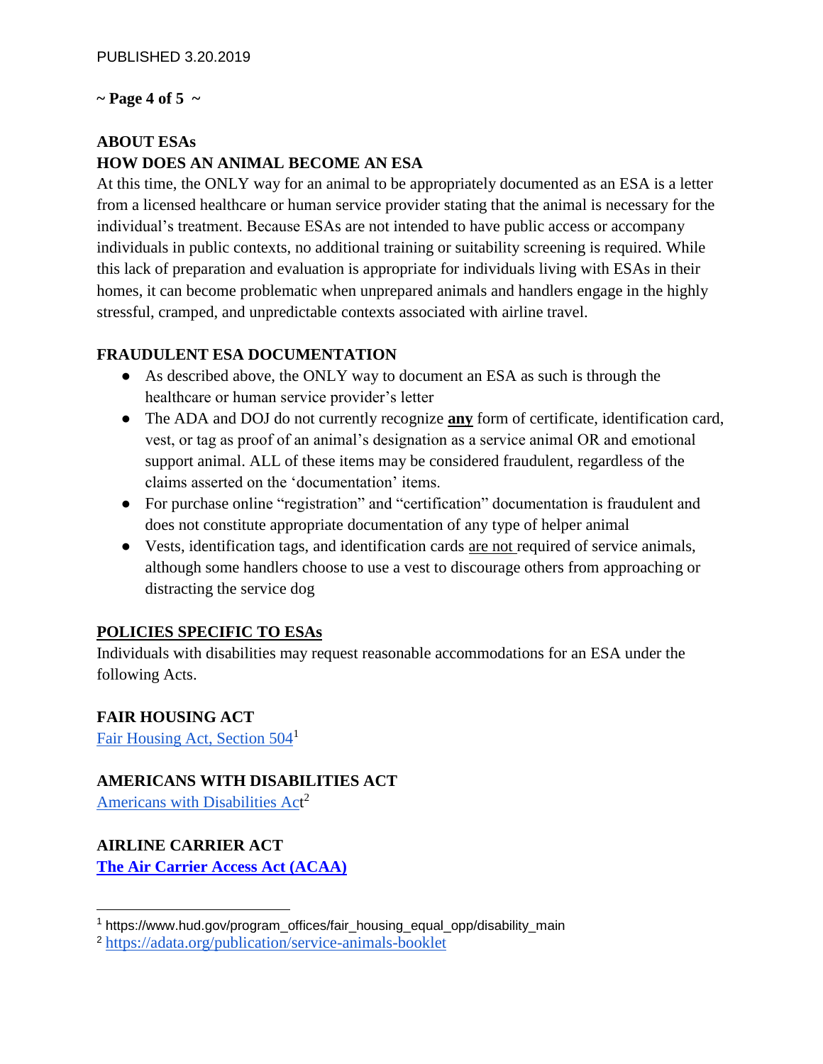PUBLISHED 3.20.2019

## ABOUT ESAs

## HOW DOES AN ANIMAL BECOME AN ESA

At this time, the ONLY way for an animal to be appropriately documented as an ESA is a letter from a licensed healthcare or human service provider stating that the animal is necessary for the individual's treatment. Because ESAs are not intended to have public access or accompany individuals in public contexts, no additional training or suitability screening is required. While this lack of preparation and evaluation is appropriate for individuals living with ESAs in their homes, it can become problematic when unprepared animals and handlers engage in the highly stressful, cramped, and unpredictable contexts associated with airline travel.

## FRAUDULENT ESA DOCUMENTATION

- As described above, the ONLY way to document an ESA as such is through the healthcare or human service provider's letter
- The ADA and DOJ do not currently recognize **any** form of certificate, identification card, vest, or tag as proof of an animal's designation as a service animal OR and emotional support animal. ALL of these items may be considered fraudulent, regardless of the claims asserted on the 'documentation' items.
- For purchase online "registration" and "certification" documentation is fraudulent and does not constitute appropriate documentation of any type of helper animal
- Vests, identification tags, and identification cards are not required of service animals, although some handlers choose to use a vest to discourage others from approaching or distracting the service dog

## POLICIES SPECIFIC TO ESAs

Individuals with disabilities may request reasonable accommodations for an ESA under the following Acts.

### FAIR HOUSING ACT

Fair Housing Act, Section 504[1]

### AMERICANS WITH DISABILITIES ACT

Americans with Disabilities Act[2]

### AIRLINE CARRIER ACT

**The Air Carrier Access Act (ACAA)**

---

[1] https://www.hud.gov/program_offices/fair_housing_equal_opp/disability_main

[2] https://adata.org/publication/service-animals-booklet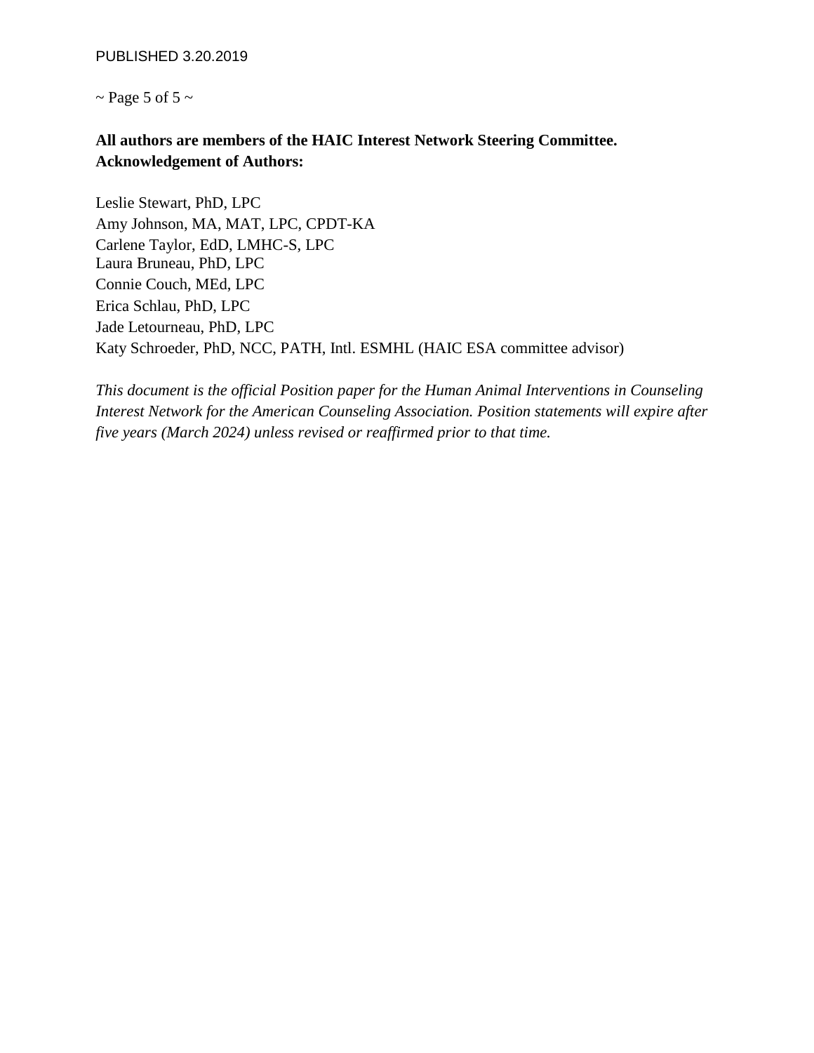**All authors are members of the HAIC Interest Network Steering Committee.**
**Acknowledgement of Authors:**

Leslie Stewart, PhD, LPC
Amy Johnson, MA, MAT, LPC, CPDT-KA
Carlene Taylor, EdD, LMHC-S, LPC
Laura Bruneau, PhD, LPC
Connie Couch, MEd, LPC
Erica Schlau, PhD, LPC
Jade Letourneau, PhD, LPC
Katy Schroeder, PhD, NCC, PATH, Intl. ESMHL (HAIC ESA committee advisor)

*This document is the official Position paper for the Human Animal Interventions in Counseling Interest Network for the American Counseling Association. Position statements will expire after five years (March 2024) unless revised or reaffirmed prior to that time.*